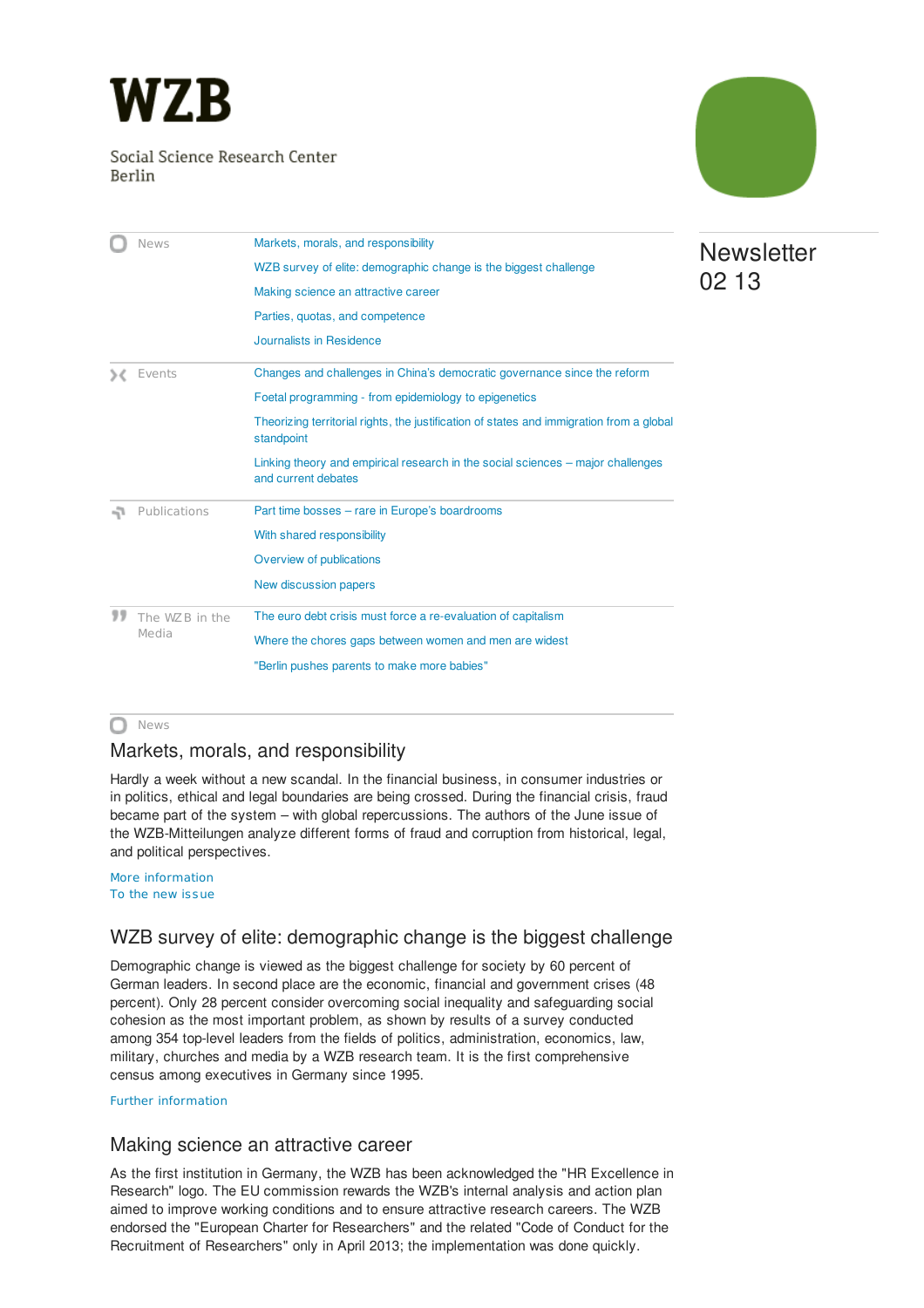# WZB

Social Science Research Center Berlin

Newsletter 02 13

| | |
|---|---|
| News | Markets, morals, and responsibility |
| | WZB survey of elite: demographic change is the biggest challenge |
| | Making science an attractive career |
| | Parties, quotas, and competence |
| | Journalists in Residence |
| Events | Changes and challenges in China's democratic governance since the reform |
| | Foetal programming - from epidemiology to epigenetics |
| | Theorizing territorial rights, the justification of states and immigration from a global standpoint |
| | Linking theory and empirical research in the social sciences – major challenges and current debates |
| Publications | Part time bosses – rare in Europe's boardrooms |
| | With shared responsibility |
| | Overview of publications |
| | New discussion papers |
| The WZB in the Media | The euro debt crisis must force a re-evaluation of capitalism |
| | Where the chores gaps between women and men are widest |
| | "Berlin pushes parents to make more babies" |

News

## Markets, morals, and responsibility

Hardly a week without a new scandal. In the financial business, in consumer industries or in politics, ethical and legal boundaries are being crossed. During the financial crisis, fraud became part of the system – with global repercussions. The authors of the June issue of the WZB-Mitteilungen analyze different forms of fraud and corruption from historical, legal, and political perspectives.

More information
To the new issue

## WZB survey of elite: demographic change is the biggest challenge

Demographic change is viewed as the biggest challenge for society by 60 percent of German leaders. In second place are the economic, financial and government crises (48 percent). Only 28 percent consider overcoming social inequality and safeguarding social cohesion as the most important problem, as shown by results of a survey conducted among 354 top-level leaders from the fields of politics, administration, economics, law, military, churches and media by a WZB research team. It is the first comprehensive census among executives in Germany since 1995.

Further information

## Making science an attractive career

As the first institution in Germany, the WZB has been acknowledged the "HR Excellence in Research" logo. The EU commission rewards the WZB's internal analysis and action plan aimed to improve working conditions and to ensure attractive research careers. The WZB endorsed the "European Charter for Researchers" and the related "Code of Conduct for the Recruitment of Researchers" only in April 2013; the implementation was done quickly.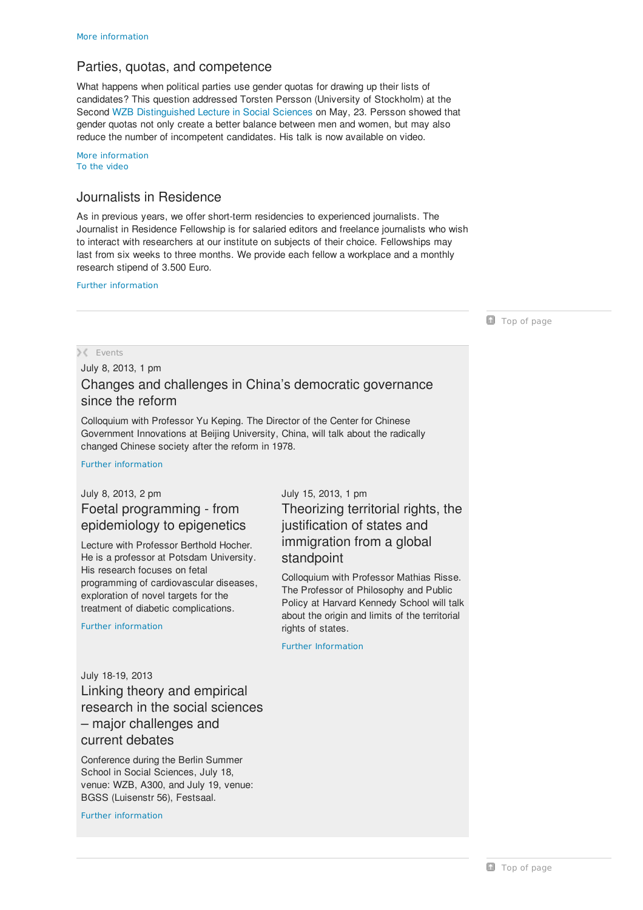More information

## Parties, quotas, and competence

What happens when political parties use gender quotas for drawing up their lists of candidates? This question addressed Torsten Persson (University of Stockholm) at the Second WZB Distinguished Lecture in Social Sciences on May, 23. Persson showed that gender quotas not only create a better balance between men and women, but may also reduce the number of incompetent candidates. His talk is now available on video.

More information
To the video

## Journalists in Residence

As in previous years, we offer short-term residencies to experienced journalists. The Journalist in Residence Fellowship is for salaried editors and freelance journalists who wish to interact with researchers at our institute on subjects of their choice. Fellowships may last from six weeks to three months. We provide each fellow a workplace and a monthly research stipend of 3.500 Euro.

Further information

Top of page

Events

July 8, 2013, 1 pm

## Changes and challenges in China's democratic governance since the reform

Colloquium with Professor Yu Keping. The Director of the Center for Chinese Government Innovations at Beijing University, China, will talk about the radically changed Chinese society after the reform in 1978.

Further information

July 8, 2013, 2 pm

## Foetal programming - from epidemiology to epigenetics

Lecture with Professor Berthold Hocher. He is a professor at Potsdam University. His research focuses on fetal programming of cardiovascular diseases, exploration of novel targets for the treatment of diabetic complications.

Further information

July 15, 2013, 1 pm

## Theorizing territorial rights, the justification of states and immigration from a global standpoint

Colloquium with Professor Mathias Risse. The Professor of Philosophy and Public Policy at Harvard Kennedy School will talk about the origin and limits of the territorial rights of states.

Further Information

July 18-19, 2013

## Linking theory and empirical research in the social sciences – major challenges and current debates

Conference during the Berlin Summer School in Social Sciences, July 18, venue: WZB, A300, and July 19, venue: BGSS (Luisenstr 56), Festsaal.

Further information

Top of page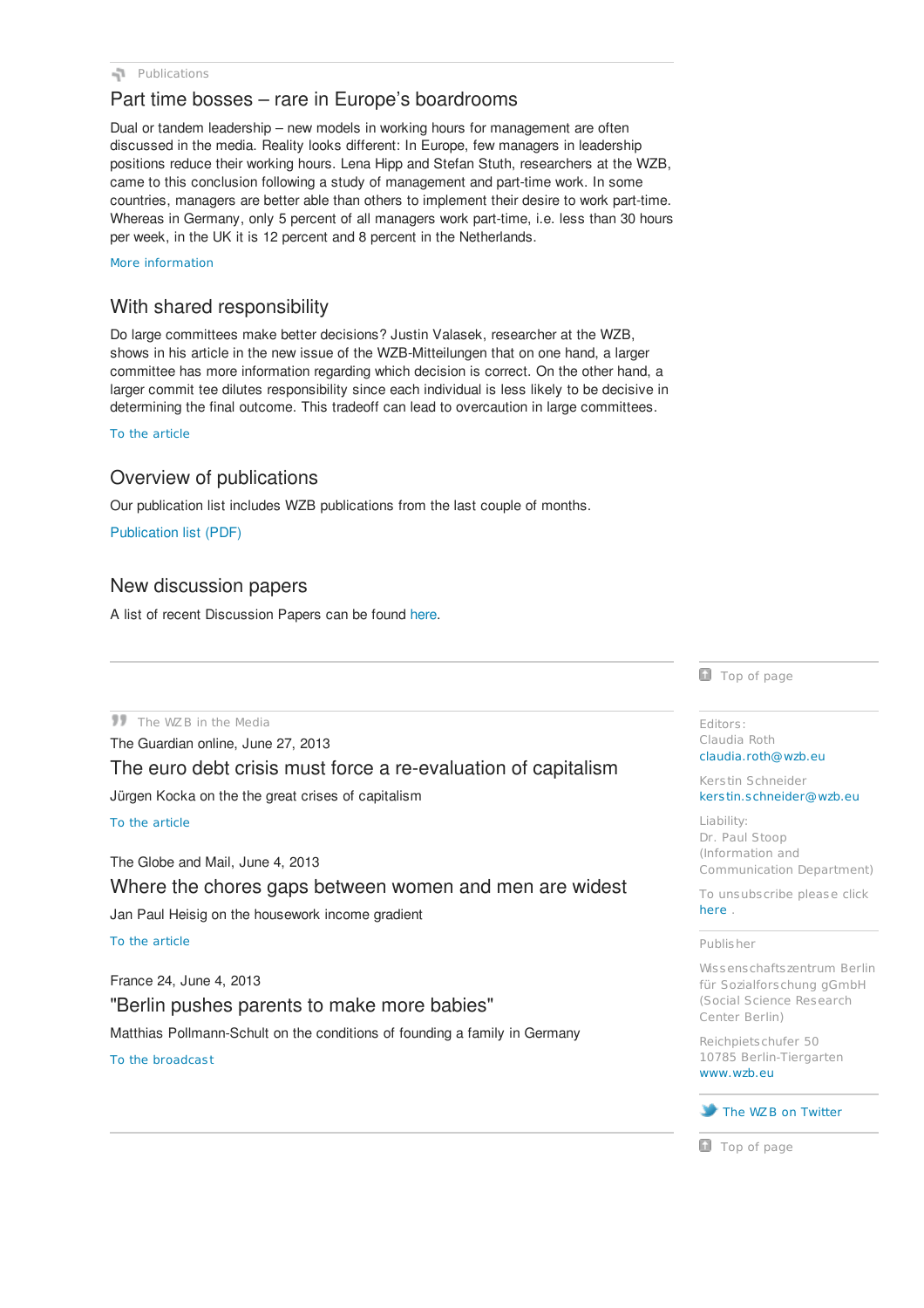Publications

## Part time bosses – rare in Europe's boardrooms

Dual or tandem leadership – new models in working hours for management are often discussed in the media. Reality looks different: In Europe, few managers in leadership positions reduce their working hours. Lena Hipp and Stefan Stuth, researchers at the WZB, came to this conclusion following a study of management and part-time work. In some countries, managers are better able than others to implement their desire to work part-time. Whereas in Germany, only 5 percent of all managers work part-time, i.e. less than 30 hours per week, in the UK it is 12 percent and 8 percent in the Netherlands.

More information

## With shared responsibility

Do large committees make better decisions? Justin Valasek, researcher at the WZB, shows in his article in the new issue of the WZB-Mitteilungen that on one hand, a larger committee has more information regarding which decision is correct. On the other hand, a larger commit tee dilutes responsibility since each individual is less likely to be decisive in determining the final outcome. This tradeoff can lead to overcaution in large committees.

To the article

## Overview of publications

Our publication list includes WZB publications from the last couple of months.

Publication list (PDF)

## New discussion papers

A list of recent Discussion Papers can be found here.

Top of page

The WZB in the Media

The Guardian online, June 27, 2013

## The euro debt crisis must force a re-evaluation of capitalism

Jürgen Kocka on the the great crises of capitalism

To the article

The Globe and Mail, June 4, 2013

## Where the chores gaps between women and men are widest

Jan Paul Heisig on the housework income gradient

To the article

France 24, June 4, 2013

## "Berlin pushes parents to make more babies"

Matthias Pollmann-Schult on the conditions of founding a family in Germany

To the broadcast

Editors:
Claudia Roth
claudia.roth@wzb.eu

Kerstin Schneider
kerstin.schneider@wzb.eu

Liability:
Dr. Paul Stoop
(Information and Communication Department)

To unsubscribe please click here .

Publisher

Wissenschaftszentrum Berlin für Sozialforschung gGmbH
(Social Science Research Center Berlin)

Reichpietschufer 50
10785 Berlin-Tiergarten
www.wzb.eu

The WZB on Twitter

Top of page